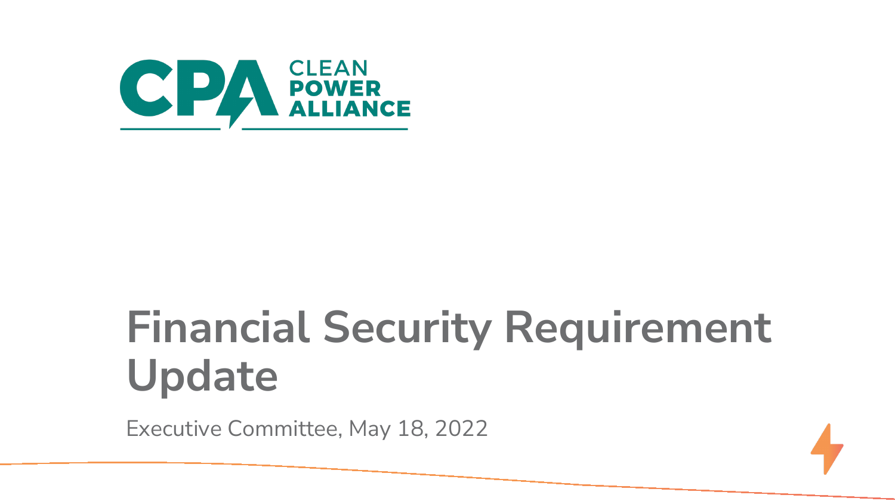CPA CLEAN POWER ALLIANCE

# Financial Security Requirement Update

Executive Committee, May 18, 2022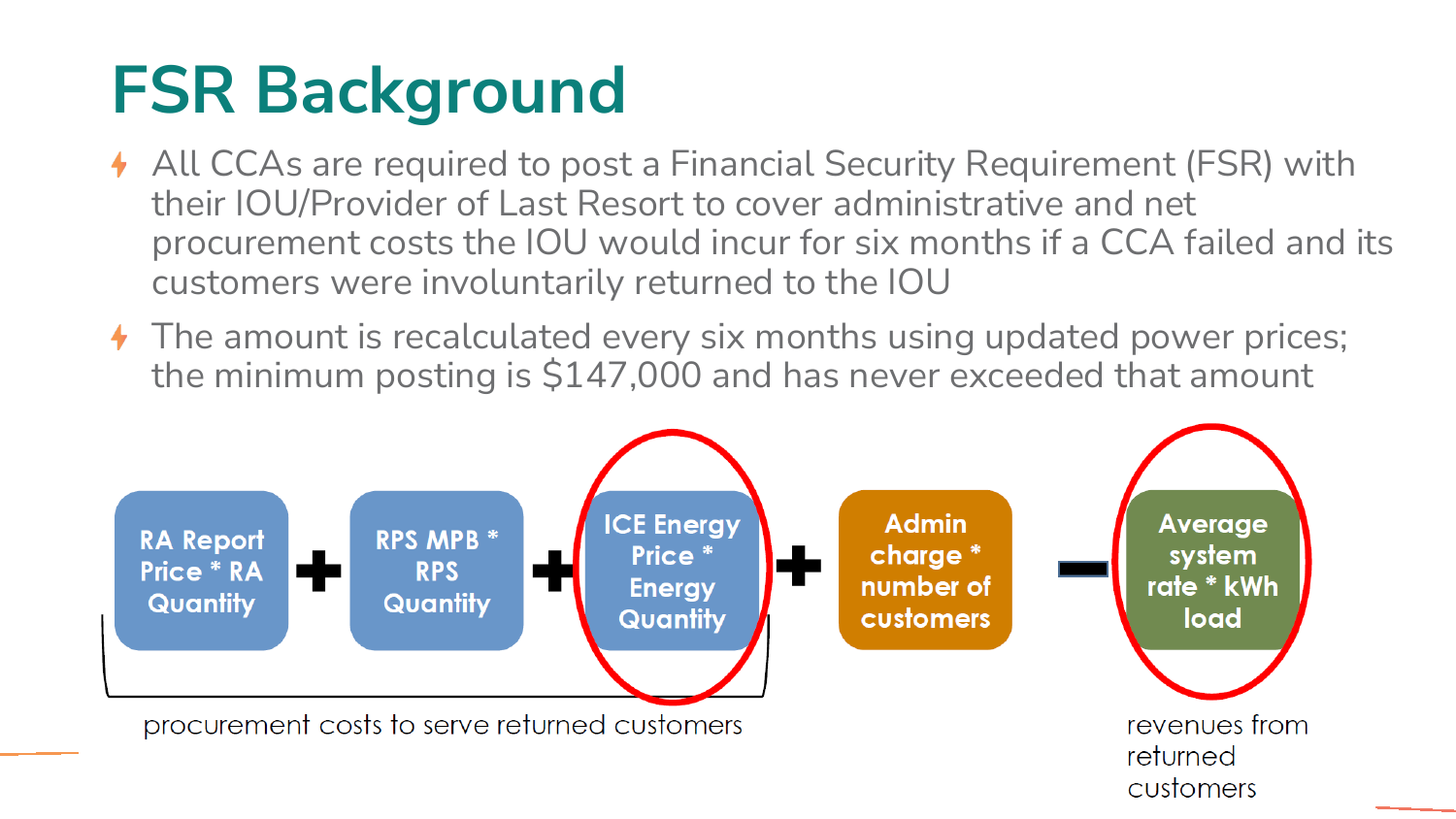# FSR Background

- All CCAs are required to post a Financial Security Requirement (FSR) with their IOU/Provider of Last Resort to cover administrative and net procurement costs the IOU would incur for six months if a CCA failed and its customers were involuntarily returned to the IOU
- The amount is recalculated every six months using updated power prices; the minimum posting is $147,000 and has never exceeded that amount

RA Report Price * RA Quantity + RPS MPB * RPS Quantity + ICE Energy Price * Energy Quantity + Admin charge * number of customers − Average system rate * kWh load

procurement costs to serve returned customers

revenues from returned customers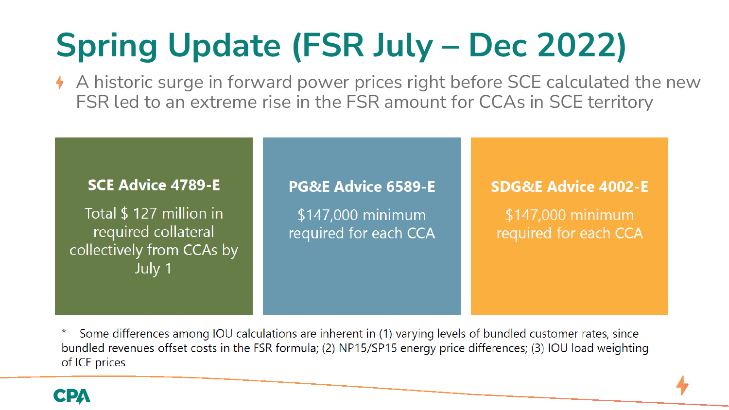# Spring Update (FSR July – Dec 2022)

- A historic surge in forward power prices right before SCE calculated the new FSR led to an extreme rise in the FSR amount for CCAs in SCE territory

### SCE Advice 4789-E

Total $ 127 million in required collateral collectively from CCAs by July 1

### PG&E Advice 6589-E

$147,000 minimum required for each CCA

### SDG&E Advice 4002-E

$147,000 minimum required for each CCA

\* Some differences among IOU calculations are inherent in (1) varying levels of bundled customer rates, since bundled revenues offset costs in the FSR formula; (2) NP15/SP15 energy price differences; (3) IOU load weighting of ICE prices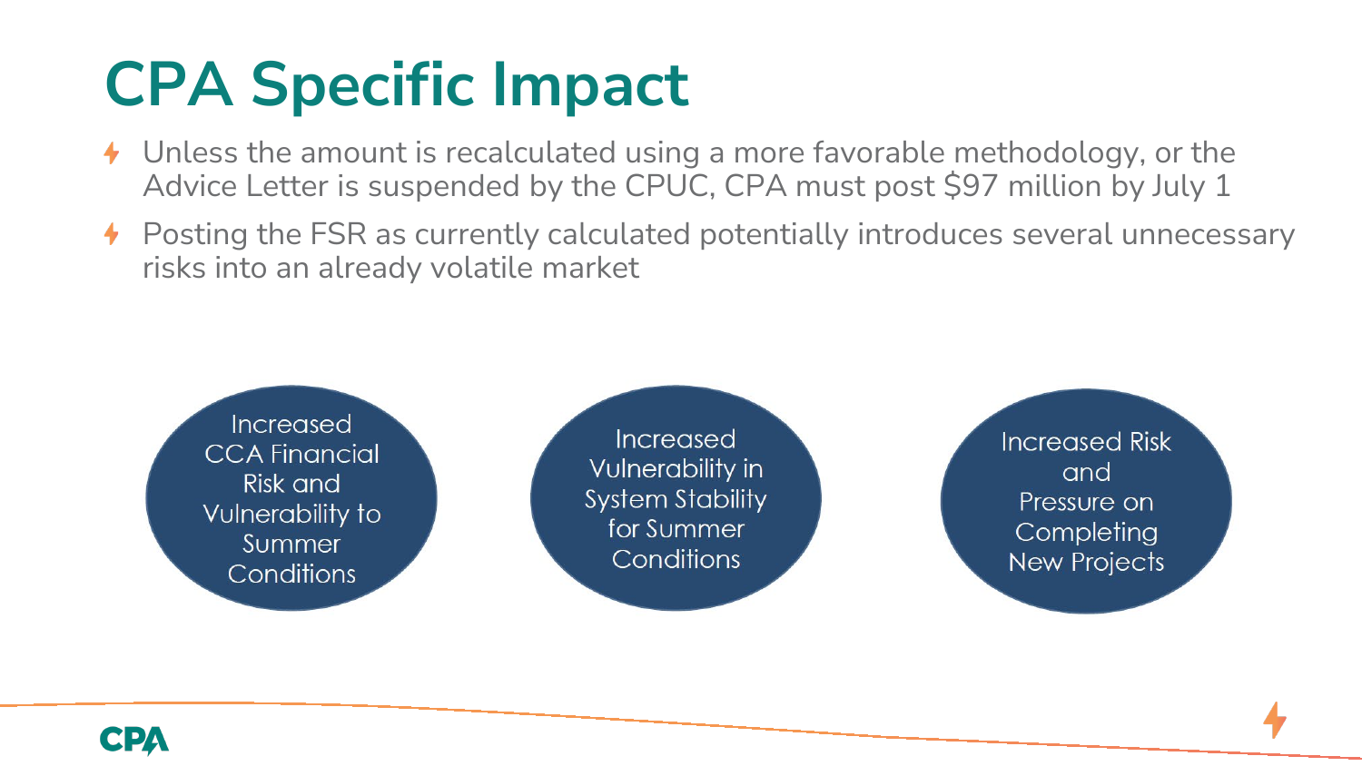# CPA Specific Impact

- Unless the amount is recalculated using a more favorable methodology, or the Advice Letter is suspended by the CPUC, CPA must post $97 million by July 1
- Posting the FSR as currently calculated potentially introduces several unnecessary risks into an already volatile market

- Increased CCA Financial Risk and Vulnerability to Summer Conditions
- Increased Vulnerability in System Stability for Summer Conditions
- Increased Risk and Pressure on Completing New Projects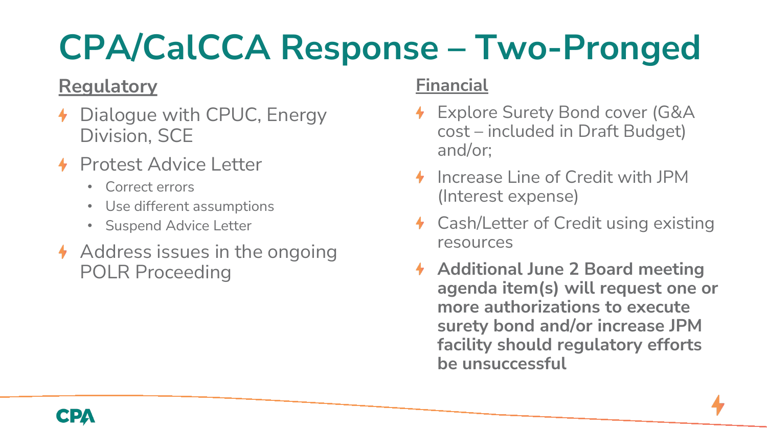# CPA/CalCCA Response – Two-Pronged

## Regulatory

- Dialogue with CPUC, Energy Division, SCE
- Protest Advice Letter
  - Correct errors
  - Use different assumptions
  - Suspend Advice Letter
- Address issues in the ongoing POLR Proceeding

## Financial

- Explore Surety Bond cover (G&A cost – included in Draft Budget) and/or;
- Increase Line of Credit with JPM (Interest expense)
- Cash/Letter of Credit using existing resources
- **Additional June 2 Board meeting agenda item(s) will request one or more authorizations to execute surety bond and/or increase JPM facility should regulatory efforts be unsuccessful**